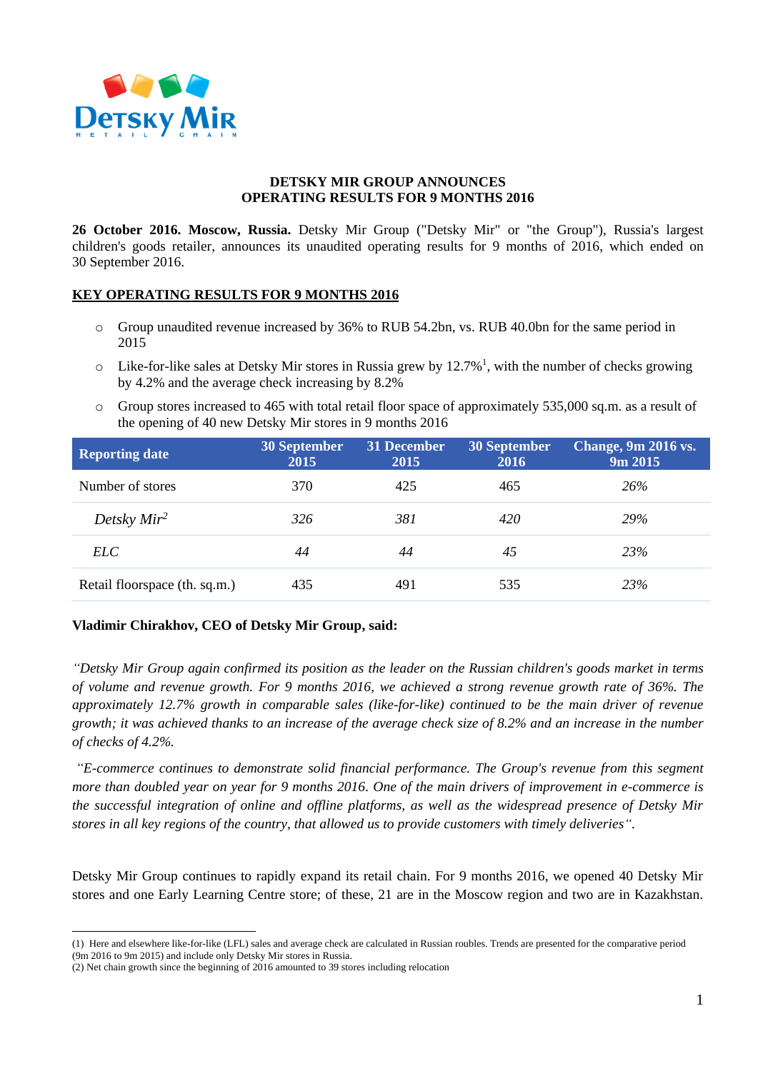**DETSKY MIR GROUP ANNOUNCES**
**OPERATING RESULTS FOR 9 MONTHS 2016**

**26 October 2016. Moscow, Russia.** Detsky Mir Group ("Detsky Mir" or "the Group"), Russia's largest children's goods retailer, announces its unaudited operating results for 9 months of 2016, which ended on 30 September 2016.

## KEY OPERATING RESULTS FOR 9 MONTHS 2016

- Group unaudited revenue increased by 36% to RUB 54.2bn, vs. RUB 40.0bn for the same period in 2015
- Like-for-like sales at Detsky Mir stores in Russia grew by 12.7%[1], with the number of checks growing by 4.2% and the average check increasing by 8.2%
- Group stores increased to 465 with total retail floor space of approximately 535,000 sq.m. as a result of the opening of 40 new Detsky Mir stores in 9 months 2016

| Reporting date | 30 September 2015 | 31 December 2015 | 30 September 2016 | Change, 9m 2016 vs. 9m 2015 |
|---|---|---|---|---|
| Number of stores | 370 | 425 | 465 | *26%* |
| *Detsky Mir*[2] | *326* | *381* | *420* | *29%* |
| *ELC* | *44* | *44* | *45* | *23%* |
| Retail floorspace (th. sq.m.) | 435 | 491 | 535 | *23%* |

**Vladimir Chirakhov, CEO of Detsky Mir Group, said:**

*"Detsky Mir Group again confirmed its position as the leader on the Russian children's goods market in terms of volume and revenue growth. For 9 months 2016, we achieved a strong revenue growth rate of 36%. The approximately 12.7% growth in comparable sales (like-for-like) continued to be the main driver of revenue growth; it was achieved thanks to an increase of the average check size of 8.2% and an increase in the number of checks of 4.2%.*

*"E-commerce continues to demonstrate solid financial performance. The Group's revenue from this segment more than doubled year on year for 9 months 2016. One of the main drivers of improvement in e-commerce is the successful integration of online and offline platforms, as well as the widespread presence of Detsky Mir stores in all key regions of the country, that allowed us to provide customers with timely deliveries".*

Detsky Mir Group continues to rapidly expand its retail chain. For 9 months 2016, we opened 40 Detsky Mir stores and one Early Learning Centre store; of these, 21 are in the Moscow region and two are in Kazakhstan.

---

(1) Here and elsewhere like-for-like (LFL) sales and average check are calculated in Russian roubles. Trends are presented for the comparative period (9m 2016 to 9m 2015) and include only Detsky Mir stores in Russia.

(2) Net chain growth since the beginning of 2016 amounted to 39 stores including relocation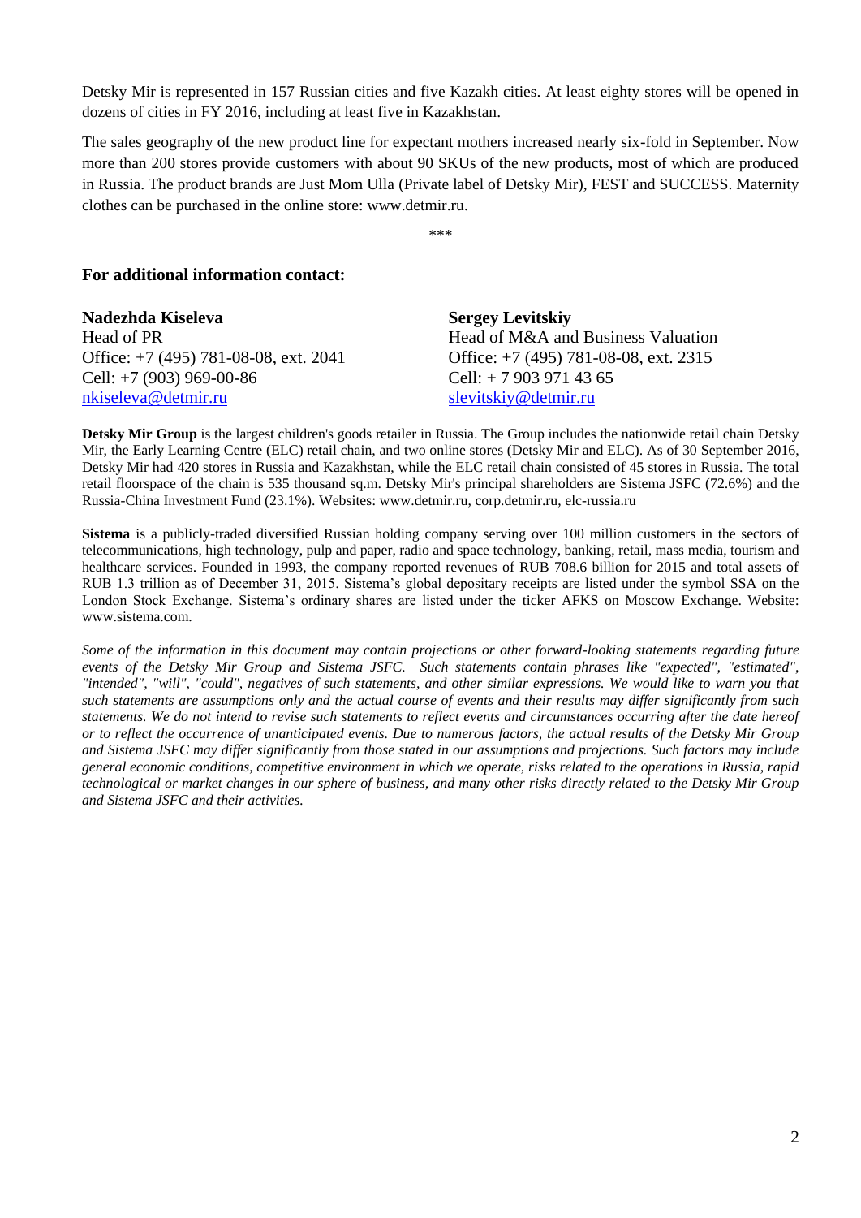Detsky Mir is represented in 157 Russian cities and five Kazakh cities. At least eighty stores will be opened in dozens of cities in FY 2016, including at least five in Kazakhstan.

The sales geography of the new product line for expectant mothers increased nearly six-fold in September. Now more than 200 stores provide customers with about 90 SKUs of the new products, most of which are produced in Russia. The product brands are Just Mom Ulla (Private label of Detsky Mir), FEST and SUCCESS. Maternity clothes can be purchased in the online store: www.detmir.ru.

***

## For additional information contact:

**Nadezhda Kiseleva**
Head of PR
Office: +7 (495) 781-08-08, ext. 2041
Cell: +7 (903) 969-00-86
nkiseleva@detmir.ru

**Sergey Levitskiy**
Head of M&A and Business Valuation
Office: +7 (495) 781-08-08, ext. 2315
Cell: + 7 903 971 43 65
slevitskiy@detmir.ru

**Detsky Mir Group** is the largest children's goods retailer in Russia. The Group includes the nationwide retail chain Detsky Mir, the Early Learning Centre (ELC) retail chain, and two online stores (Detsky Mir and ELC). As of 30 September 2016, Detsky Mir had 420 stores in Russia and Kazakhstan, while the ELC retail chain consisted of 45 stores in Russia. The total retail floorspace of the chain is 535 thousand sq.m. Detsky Mir's principal shareholders are Sistema JSFC (72.6%) and the Russia-China Investment Fund (23.1%). Websites: www.detmir.ru, corp.detmir.ru, elc-russia.ru

**Sistema** is a publicly-traded diversified Russian holding company serving over 100 million customers in the sectors of telecommunications, high technology, pulp and paper, radio and space technology, banking, retail, mass media, tourism and healthcare services. Founded in 1993, the company reported revenues of RUB 708.6 billion for 2015 and total assets of RUB 1.3 trillion as of December 31, 2015. Sistema's global depositary receipts are listed under the symbol SSA on the London Stock Exchange. Sistema's ordinary shares are listed under the ticker AFKS on Moscow Exchange. Website: www.sistema.com.

*Some of the information in this document may contain projections or other forward-looking statements regarding future events of the Detsky Mir Group and Sistema JSFC. Such statements contain phrases like "expected", "estimated", "intended", "will", "could", negatives of such statements, and other similar expressions. We would like to warn you that such statements are assumptions only and the actual course of events and their results may differ significantly from such statements. We do not intend to revise such statements to reflect events and circumstances occurring after the date hereof or to reflect the occurrence of unanticipated events. Due to numerous factors, the actual results of the Detsky Mir Group and Sistema JSFC may differ significantly from those stated in our assumptions and projections. Such factors may include general economic conditions, competitive environment in which we operate, risks related to the operations in Russia, rapid technological or market changes in our sphere of business, and many other risks directly related to the Detsky Mir Group and Sistema JSFC and their activities.*